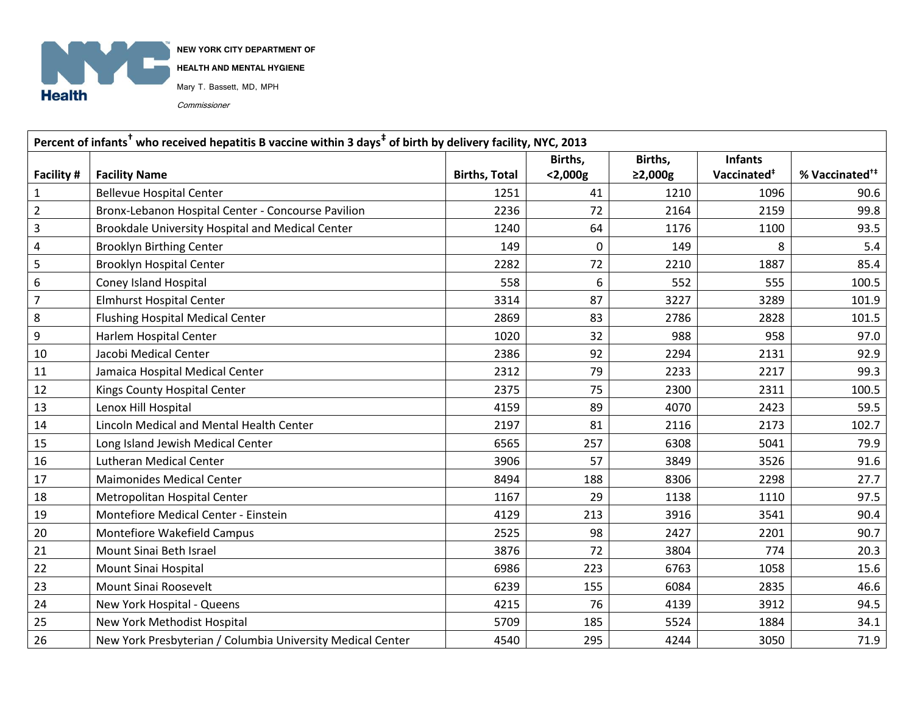NEW YORK CITY DEPARTMENT OF

HEALTH AND MENTAL HYGIENE

Mary T. Bassett, MD, MPH

*Commissioner*

| Percent of infants† who received hepatitis B vaccine within 3 days‡ of birth by delivery facility, NYC, 2013 | | | | | | |
|---|---|---|---|---|---|---|
| **Facility #** | **Facility Name** | **Births, Total** | **Births, <2,000g** | **Births, ≥2,000g** | **Infants Vaccinated‡** | **% Vaccinated†‡** |
| 1 | Bellevue Hospital Center | 1251 | 41 | 1210 | 1096 | 90.6 |
| 2 | Bronx-Lebanon Hospital Center - Concourse Pavilion | 2236 | 72 | 2164 | 2159 | 99.8 |
| 3 | Brookdale University Hospital and Medical Center | 1240 | 64 | 1176 | 1100 | 93.5 |
| 4 | Brooklyn Birthing Center | 149 | 0 | 149 | 8 | 5.4 |
| 5 | Brooklyn Hospital Center | 2282 | 72 | 2210 | 1887 | 85.4 |
| 6 | Coney Island Hospital | 558 | 6 | 552 | 555 | 100.5 |
| 7 | Elmhurst Hospital Center | 3314 | 87 | 3227 | 3289 | 101.9 |
| 8 | Flushing Hospital Medical Center | 2869 | 83 | 2786 | 2828 | 101.5 |
| 9 | Harlem Hospital Center | 1020 | 32 | 988 | 958 | 97.0 |
| 10 | Jacobi Medical Center | 2386 | 92 | 2294 | 2131 | 92.9 |
| 11 | Jamaica Hospital Medical Center | 2312 | 79 | 2233 | 2217 | 99.3 |
| 12 | Kings County Hospital Center | 2375 | 75 | 2300 | 2311 | 100.5 |
| 13 | Lenox Hill Hospital | 4159 | 89 | 4070 | 2423 | 59.5 |
| 14 | Lincoln Medical and Mental Health Center | 2197 | 81 | 2116 | 2173 | 102.7 |
| 15 | Long Island Jewish Medical Center | 6565 | 257 | 6308 | 5041 | 79.9 |
| 16 | Lutheran Medical Center | 3906 | 57 | 3849 | 3526 | 91.6 |
| 17 | Maimonides Medical Center | 8494 | 188 | 8306 | 2298 | 27.7 |
| 18 | Metropolitan Hospital Center | 1167 | 29 | 1138 | 1110 | 97.5 |
| 19 | Montefiore Medical Center - Einstein | 4129 | 213 | 3916 | 3541 | 90.4 |
| 20 | Montefiore Wakefield Campus | 2525 | 98 | 2427 | 2201 | 90.7 |
| 21 | Mount Sinai Beth Israel | 3876 | 72 | 3804 | 774 | 20.3 |
| 22 | Mount Sinai Hospital | 6986 | 223 | 6763 | 1058 | 15.6 |
| 23 | Mount Sinai Roosevelt | 6239 | 155 | 6084 | 2835 | 46.6 |
| 24 | New York Hospital - Queens | 4215 | 76 | 4139 | 3912 | 94.5 |
| 25 | New York Methodist Hospital | 5709 | 185 | 5524 | 1884 | 34.1 |
| 26 | New York Presbyterian / Columbia University Medical Center | 4540 | 295 | 4244 | 3050 | 71.9 |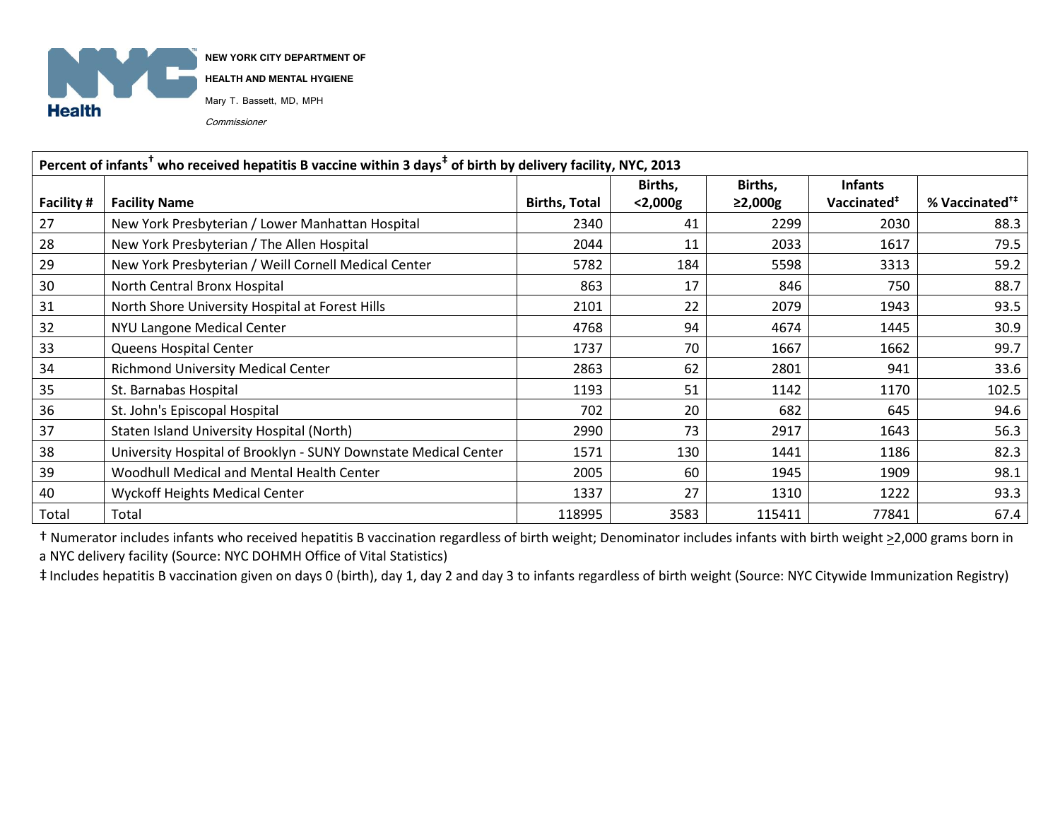NEW YORK CITY DEPARTMENT OF

HEALTH AND MENTAL HYGIENE

Mary T. Bassett, MD, MPH

*Commissioner*

| Percent of infants† who received hepatitis B vaccine within 3 days‡ of birth by delivery facility, NYC, 2013 | | | | | | |
|---|---|---|---|---|---|---|
| **Facility #** | **Facility Name** | **Births, Total** | **Births, <2,000g** | **Births, ≥2,000g** | **Infants Vaccinated‡** | **% Vaccinated†‡** |
| 27 | New York Presbyterian / Lower Manhattan Hospital | 2340 | 41 | 2299 | 2030 | 88.3 |
| 28 | New York Presbyterian / The Allen Hospital | 2044 | 11 | 2033 | 1617 | 79.5 |
| 29 | New York Presbyterian / Weill Cornell Medical Center | 5782 | 184 | 5598 | 3313 | 59.2 |
| 30 | North Central Bronx Hospital | 863 | 17 | 846 | 750 | 88.7 |
| 31 | North Shore University Hospital at Forest Hills | 2101 | 22 | 2079 | 1943 | 93.5 |
| 32 | NYU Langone Medical Center | 4768 | 94 | 4674 | 1445 | 30.9 |
| 33 | Queens Hospital Center | 1737 | 70 | 1667 | 1662 | 99.7 |
| 34 | Richmond University Medical Center | 2863 | 62 | 2801 | 941 | 33.6 |
| 35 | St. Barnabas Hospital | 1193 | 51 | 1142 | 1170 | 102.5 |
| 36 | St. John's Episcopal Hospital | 702 | 20 | 682 | 645 | 94.6 |
| 37 | Staten Island University Hospital (North) | 2990 | 73 | 2917 | 1643 | 56.3 |
| 38 | University Hospital of Brooklyn - SUNY Downstate Medical Center | 1571 | 130 | 1441 | 1186 | 82.3 |
| 39 | Woodhull Medical and Mental Health Center | 2005 | 60 | 1945 | 1909 | 98.1 |
| 40 | Wyckoff Heights Medical Center | 1337 | 27 | 1310 | 1222 | 93.3 |
| Total | Total | 118995 | 3583 | 115411 | 77841 | 67.4 |

† Numerator includes infants who received hepatitis B vaccination regardless of birth weight; Denominator includes infants with birth weight ≥2,000 grams born in a NYC delivery facility (Source: NYC DOHMH Office of Vital Statistics)

‡ Includes hepatitis B vaccination given on days 0 (birth), day 1, day 2 and day 3 to infants regardless of birth weight (Source: NYC Citywide Immunization Registry)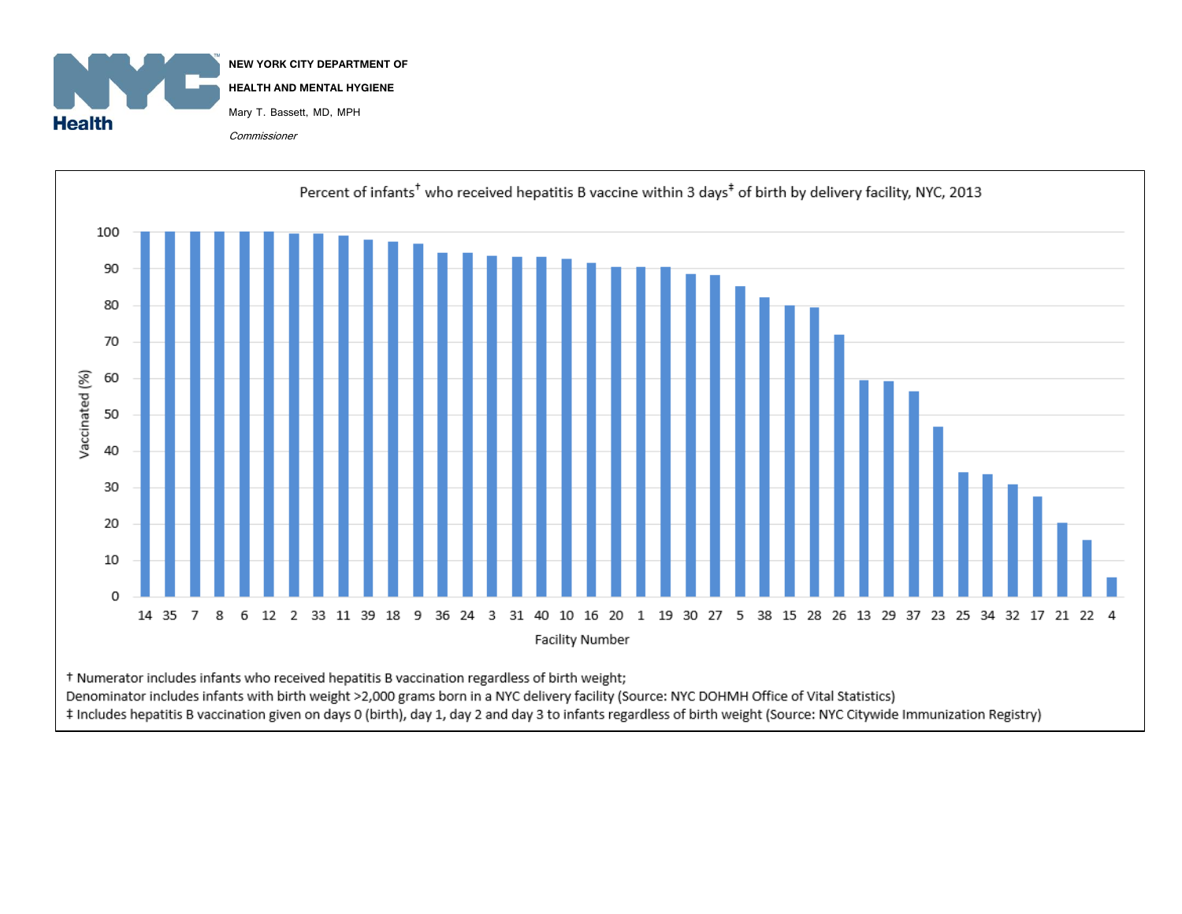NEW YORK CITY DEPARTMENT OF HEALTH AND MENTAL HYGIENE

Mary T. Bassett, MD, MPH

*Commissioner*

Percent of infants† who received hepatitis B vaccine within 3 days‡ of birth by delivery facility, NYC, 2013

Vaccinated (%)

100
90
80
70
60
50
40
30
20
10
0

14 35 7 8 6 12 2 33 11 39 18 9 36 24 3 31 40 10 16 20 1 19 30 27 5 38 15 28 26 13 29 37 23 25 34 32 17 21 22 4

Facility Number

† Numerator includes infants who received hepatitis B vaccination regardless of birth weight;
Denominator includes infants with birth weight >2,000 grams born in a NYC delivery facility (Source: NYC DOHMH Office of Vital Statistics)
‡ Includes hepatitis B vaccination given on days 0 (birth), day 1, day 2 and day 3 to infants regardless of birth weight (Source: NYC Citywide Immunization Registry)